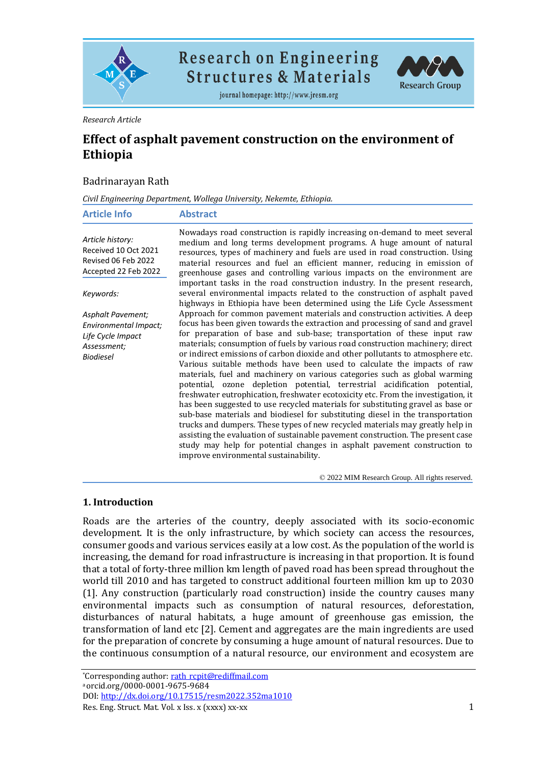Research Article

# Effect of asphalt pavement construction on the environment of Ethiopia

Badrinarayan Rath

*Civil Engineering Department, Wollega University, Nekemte, Ethiopia.*

## Article Info

*Article history:*

Received 10 Oct 2021
Revised 06 Feb 2022
Accepted 22 Feb 2022

*Keywords:*

*Asphalt Pavement; Environmental Impact; Life Cycle Impact Assessment; Biodiesel*

## Abstract

Nowadays road construction is rapidly increasing on-demand to meet several medium and long terms development programs. A huge amount of natural resources, types of machinery and fuels are used in road construction. Using material resources and fuel an efficient manner, reducing in emission of greenhouse gases and controlling various impacts on the environment are important tasks in the road construction industry. In the present research, several environmental impacts related to the construction of asphalt paved highways in Ethiopia have been determined using the Life Cycle Assessment Approach for common pavement materials and construction activities. A deep focus has been given towards the extraction and processing of sand and gravel for preparation of base and sub-base; transportation of these input raw materials; consumption of fuels by various road construction machinery; direct or indirect emissions of carbon dioxide and other pollutants to atmosphere etc. Various suitable methods have been used to calculate the impacts of raw materials, fuel and machinery on various categories such as global warming potential, ozone depletion potential, terrestrial acidification potential, freshwater eutrophication, freshwater ecotoxicity etc. From the investigation, it has been suggested to use recycled materials for substituting gravel as base or sub-base materials and biodiesel for substituting diesel in the transportation trucks and dumpers. These types of new recycled materials may greatly help in assisting the evaluation of sustainable pavement construction. The present case study may help for potential changes in asphalt pavement construction to improve environmental sustainability.

© 2022 MIM Research Group. All rights reserved.

## 1. Introduction

Roads are the arteries of the country, deeply associated with its socio-economic development. It is the only infrastructure, by which society can access the resources, consumer goods and various services easily at a low cost. As the population of the world is increasing, the demand for road infrastructure is increasing in that proportion. It is found that a total of forty-three million km length of paved road has been spread throughout the world till 2010 and has targeted to construct additional fourteen million km up to 2030 [1]. Any construction (particularly road construction) inside the country causes many environmental impacts such as consumption of natural resources, deforestation, disturbances of natural habitats, a huge amount of greenhouse gas emission, the transformation of land etc [2]. Cement and aggregates are the main ingredients are used for the preparation of concrete by consuming a huge amount of natural resources. Due to the continuous consumption of a natural resource, our environment and ecosystem are

*Corresponding author: rath_rcpit@rediffmail.com
[a] orcid.org/0000-0001-9675-9684
DOI: http://dx.doi.org/10.17515/resm2022.352ma1010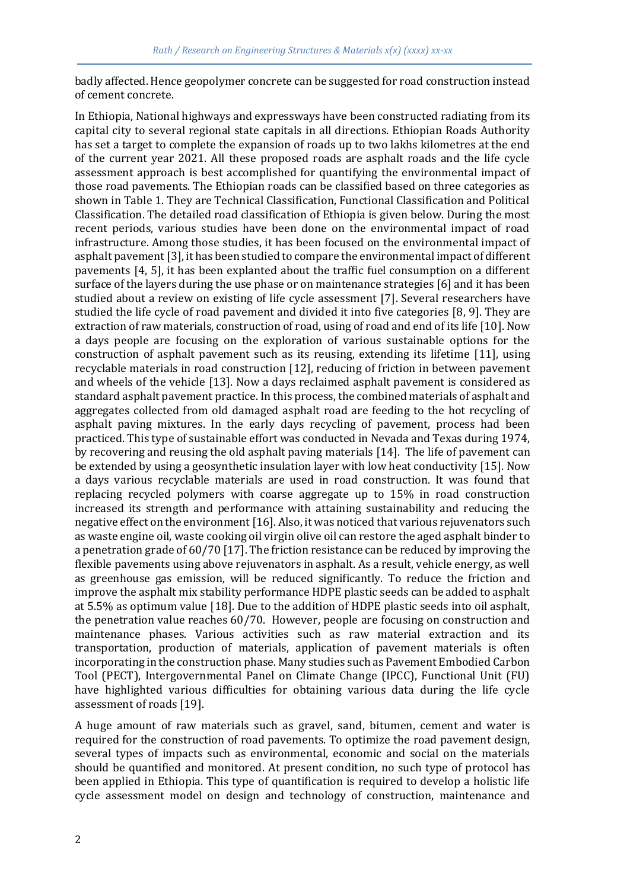badly affected. Hence geopolymer concrete can be suggested for road construction instead of cement concrete.

In Ethiopia, National highways and expressways have been constructed radiating from its capital city to several regional state capitals in all directions. Ethiopian Roads Authority has set a target to complete the expansion of roads up to two lakhs kilometres at the end of the current year 2021. All these proposed roads are asphalt roads and the life cycle assessment approach is best accomplished for quantifying the environmental impact of those road pavements. The Ethiopian roads can be classified based on three categories as shown in Table 1. They are Technical Classification, Functional Classification and Political Classification. The detailed road classification of Ethiopia is given below. During the most recent periods, various studies have been done on the environmental impact of road infrastructure. Among those studies, it has been focused on the environmental impact of asphalt pavement [3], it has been studied to compare the environmental impact of different pavements [4, 5], it has been explanted about the traffic fuel consumption on a different surface of the layers during the use phase or on maintenance strategies [6] and it has been studied about a review on existing of life cycle assessment [7]. Several researchers have studied the life cycle of road pavement and divided it into five categories [8, 9]. They are extraction of raw materials, construction of road, using of road and end of its life [10]. Now a days people are focusing on the exploration of various sustainable options for the construction of asphalt pavement such as its reusing, extending its lifetime [11], using recyclable materials in road construction [12], reducing of friction in between pavement and wheels of the vehicle [13]. Now a days reclaimed asphalt pavement is considered as standard asphalt pavement practice. In this process, the combined materials of asphalt and aggregates collected from old damaged asphalt road are feeding to the hot recycling of asphalt paving mixtures. In the early days recycling of pavement, process had been practiced. This type of sustainable effort was conducted in Nevada and Texas during 1974, by recovering and reusing the old asphalt paving materials [14]. The life of pavement can be extended by using a geosynthetic insulation layer with low heat conductivity [15]. Now a days various recyclable materials are used in road construction. It was found that replacing recycled polymers with coarse aggregate up to 15% in road construction increased its strength and performance with attaining sustainability and reducing the negative effect on the environment [16]. Also, it was noticed that various rejuvenators such as waste engine oil, waste cooking oil virgin olive oil can restore the aged asphalt binder to a penetration grade of 60/70 [17]. The friction resistance can be reduced by improving the flexible pavements using above rejuvenators in asphalt. As a result, vehicle energy, as well as greenhouse gas emission, will be reduced significantly. To reduce the friction and improve the asphalt mix stability performance HDPE plastic seeds can be added to asphalt at 5.5% as optimum value [18]. Due to the addition of HDPE plastic seeds into oil asphalt, the penetration value reaches 60/70. However, people are focusing on construction and maintenance phases. Various activities such as raw material extraction and its transportation, production of materials, application of pavement materials is often incorporating in the construction phase. Many studies such as Pavement Embodied Carbon Tool (PECT), Intergovernmental Panel on Climate Change (IPCC), Functional Unit (FU) have highlighted various difficulties for obtaining various data during the life cycle assessment of roads [19].

A huge amount of raw materials such as gravel, sand, bitumen, cement and water is required for the construction of road pavements. To optimize the road pavement design, several types of impacts such as environmental, economic and social on the materials should be quantified and monitored. At present condition, no such type of protocol has been applied in Ethiopia. This type of quantification is required to develop a holistic life cycle assessment model on design and technology of construction, maintenance and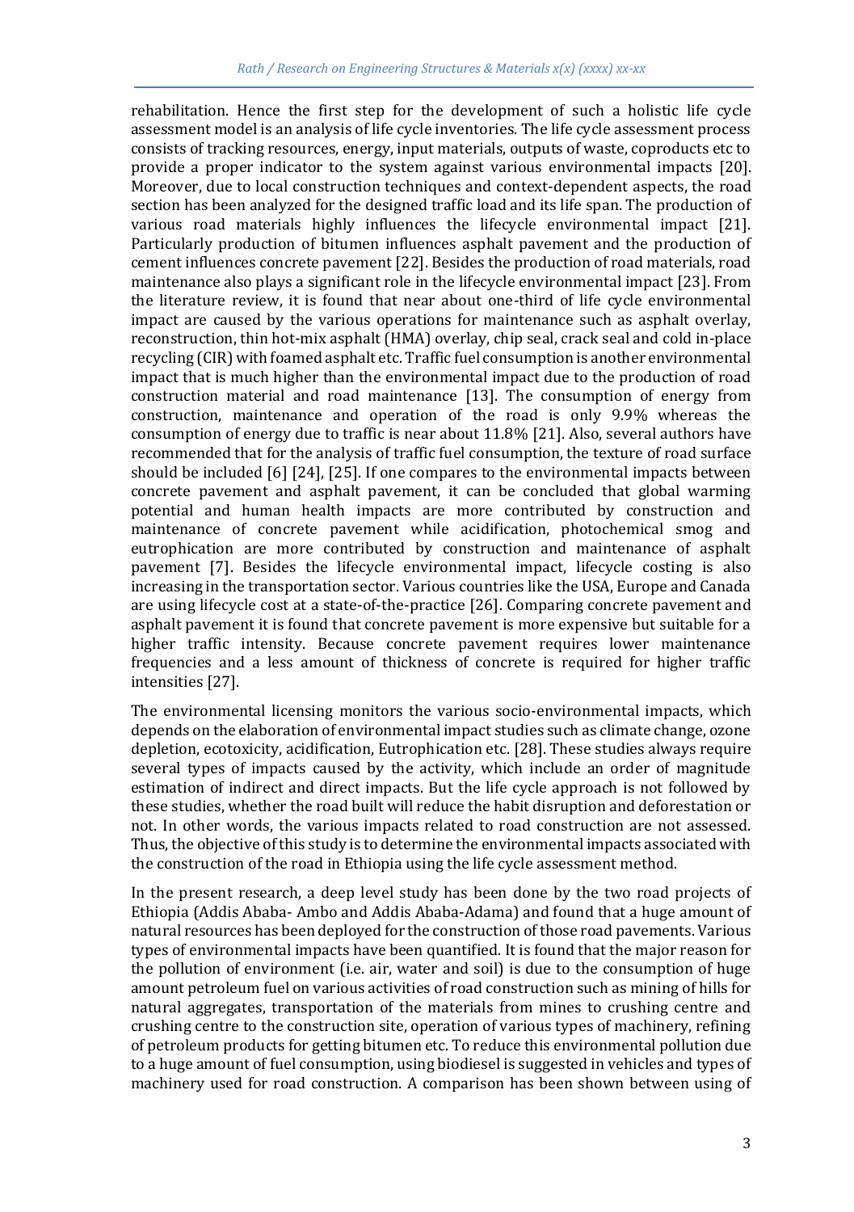rehabilitation. Hence the first step for the development of such a holistic life cycle assessment model is an analysis of life cycle inventories. The life cycle assessment process consists of tracking resources, energy, input materials, outputs of waste, coproducts etc to provide a proper indicator to the system against various environmental impacts [20]. Moreover, due to local construction techniques and context-dependent aspects, the road section has been analyzed for the designed traffic load and its life span. The production of various road materials highly influences the lifecycle environmental impact [21]. Particularly production of bitumen influences asphalt pavement and the production of cement influences concrete pavement [22]. Besides the production of road materials, road maintenance also plays a significant role in the lifecycle environmental impact [23]. From the literature review, it is found that near about one-third of life cycle environmental impact are caused by the various operations for maintenance such as asphalt overlay, reconstruction, thin hot-mix asphalt (HMA) overlay, chip seal, crack seal and cold in-place recycling (CIR) with foamed asphalt etc. Traffic fuel consumption is another environmental impact that is much higher than the environmental impact due to the production of road construction material and road maintenance [13]. The consumption of energy from construction, maintenance and operation of the road is only 9.9% whereas the consumption of energy due to traffic is near about 11.8% [21]. Also, several authors have recommended that for the analysis of traffic fuel consumption, the texture of road surface should be included [6] [24], [25]. If one compares to the environmental impacts between concrete pavement and asphalt pavement, it can be concluded that global warming potential and human health impacts are more contributed by construction and maintenance of concrete pavement while acidification, photochemical smog and eutrophication are more contributed by construction and maintenance of asphalt pavement [7]. Besides the lifecycle environmental impact, lifecycle costing is also increasing in the transportation sector. Various countries like the USA, Europe and Canada are using lifecycle cost at a state-of-the-practice [26]. Comparing concrete pavement and asphalt pavement it is found that concrete pavement is more expensive but suitable for a higher traffic intensity. Because concrete pavement requires lower maintenance frequencies and a less amount of thickness of concrete is required for higher traffic intensities [27].

The environmental licensing monitors the various socio-environmental impacts, which depends on the elaboration of environmental impact studies such as climate change, ozone depletion, ecotoxicity, acidification, Eutrophication etc. [28]. These studies always require several types of impacts caused by the activity, which include an order of magnitude estimation of indirect and direct impacts. But the life cycle approach is not followed by these studies, whether the road built will reduce the habit disruption and deforestation or not. In other words, the various impacts related to road construction are not assessed. Thus, the objective of this study is to determine the environmental impacts associated with the construction of the road in Ethiopia using the life cycle assessment method.

In the present research, a deep level study has been done by the two road projects of Ethiopia (Addis Ababa- Ambo and Addis Ababa-Adama) and found that a huge amount of natural resources has been deployed for the construction of those road pavements. Various types of environmental impacts have been quantified. It is found that the major reason for the pollution of environment (i.e. air, water and soil) is due to the consumption of huge amount petroleum fuel on various activities of road construction such as mining of hills for natural aggregates, transportation of the materials from mines to crushing centre and crushing centre to the construction site, operation of various types of machinery, refining of petroleum products for getting bitumen etc. To reduce this environmental pollution due to a huge amount of fuel consumption, using biodiesel is suggested in vehicles and types of machinery used for road construction. A comparison has been shown between using of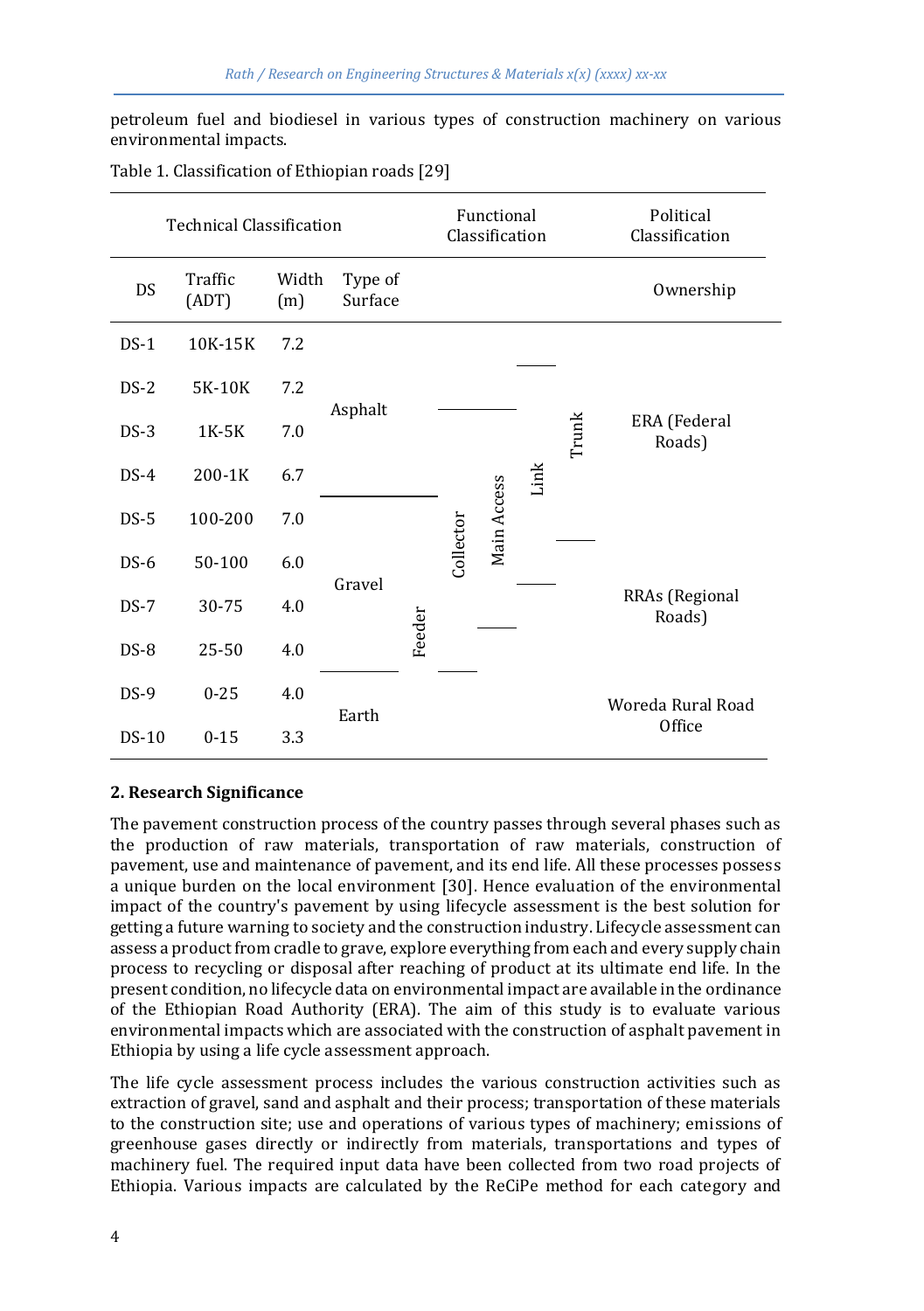petroleum fuel and biodiesel in various types of construction machinery on various environmental impacts.

Table 1. Classification of Ethiopian roads [29]

| Technical Classification | | | | Functional Classification | Political Classification |
|---|---|---|---|---|---|
| DS | Traffic (ADT) | Width (m) | Type of Surface | | Ownership |
| DS-1 | 10K-15K | 7.2 | Asphalt | Trunk | ERA (Federal Roads) |
| DS-2 | 5K-10K | 7.2 | Asphalt | Trunk / Link | ERA (Federal Roads) |
| DS-3 | 1K-5K | 7.0 | Asphalt | Trunk / Link / Main Access | ERA (Federal Roads) |
| DS-4 | 200-1K | 6.7 | Asphalt | Trunk / Link / Main Access | ERA (Federal Roads) |
| DS-5 | 100-200 | 7.0 | Gravel | Trunk / Link / Main Access / Collector | ERA (Federal Roads) |
| DS-6 | 50-100 | 6.0 | Gravel | Link / Main Access / Collector | RRAs (Regional Roads) |
| DS-7 | 30-75 | 4.0 | Gravel | Main Access / Collector / Feeder | RRAs (Regional Roads) |
| DS-8 | 25-50 | 4.0 | Gravel | Collector / Feeder | RRAs (Regional Roads) |
| DS-9 | 0-25 | 4.0 | Earth | Feeder | Woreda Rural Road Office |
| DS-10 | 0-15 | 3.3 | Earth | | Woreda Rural Road Office |

## 2. Research Significance

The pavement construction process of the country passes through several phases such as the production of raw materials, transportation of raw materials, construction of pavement, use and maintenance of pavement, and its end life. All these processes possess a unique burden on the local environment [30]. Hence evaluation of the environmental impact of the country's pavement by using lifecycle assessment is the best solution for getting a future warning to society and the construction industry. Lifecycle assessment can assess a product from cradle to grave, explore everything from each and every supply chain process to recycling or disposal after reaching of product at its ultimate end life. In the present condition, no lifecycle data on environmental impact are available in the ordinance of the Ethiopian Road Authority (ERA). The aim of this study is to evaluate various environmental impacts which are associated with the construction of asphalt pavement in Ethiopia by using a life cycle assessment approach.

The life cycle assessment process includes the various construction activities such as extraction of gravel, sand and asphalt and their process; transportation of these materials to the construction site; use and operations of various types of machinery; emissions of greenhouse gases directly or indirectly from materials, transportations and types of machinery fuel. The required input data have been collected from two road projects of Ethiopia. Various impacts are calculated by the ReCiPe method for each category and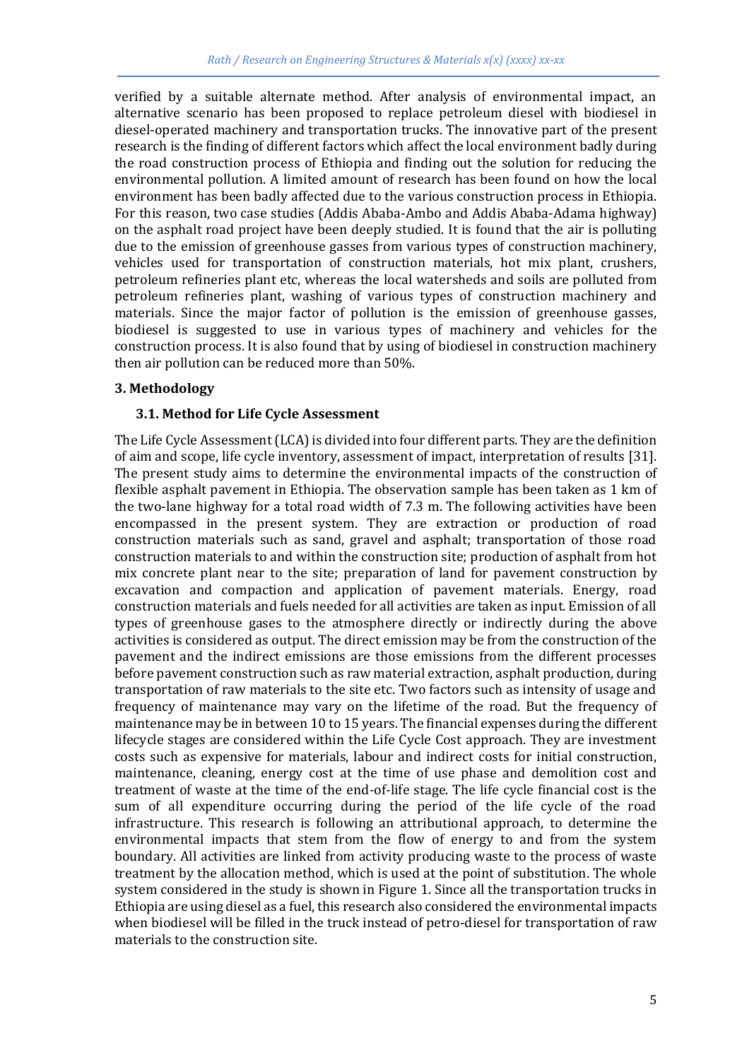verified by a suitable alternate method. After analysis of environmental impact, an alternative scenario has been proposed to replace petroleum diesel with biodiesel in diesel-operated machinery and transportation trucks. The innovative part of the present research is the finding of different factors which affect the local environment badly during the road construction process of Ethiopia and finding out the solution for reducing the environmental pollution. A limited amount of research has been found on how the local environment has been badly affected due to the various construction process in Ethiopia. For this reason, two case studies (Addis Ababa-Ambo and Addis Ababa-Adama highway) on the asphalt road project have been deeply studied. It is found that the air is polluting due to the emission of greenhouse gasses from various types of construction machinery, vehicles used for transportation of construction materials, hot mix plant, crushers, petroleum refineries plant etc, whereas the local watersheds and soils are polluted from petroleum refineries plant, washing of various types of construction machinery and materials. Since the major factor of pollution is the emission of greenhouse gasses, biodiesel is suggested to use in various types of machinery and vehicles for the construction process. It is also found that by using of biodiesel in construction machinery then air pollution can be reduced more than 50%.

## 3. Methodology

### 3.1. Method for Life Cycle Assessment

The Life Cycle Assessment (LCA) is divided into four different parts. They are the definition of aim and scope, life cycle inventory, assessment of impact, interpretation of results [31]. The present study aims to determine the environmental impacts of the construction of flexible asphalt pavement in Ethiopia. The observation sample has been taken as 1 km of the two-lane highway for a total road width of 7.3 m. The following activities have been encompassed in the present system. They are extraction or production of road construction materials such as sand, gravel and asphalt; transportation of those road construction materials to and within the construction site; production of asphalt from hot mix concrete plant near to the site; preparation of land for pavement construction by excavation and compaction and application of pavement materials. Energy, road construction materials and fuels needed for all activities are taken as input. Emission of all types of greenhouse gases to the atmosphere directly or indirectly during the above activities is considered as output. The direct emission may be from the construction of the pavement and the indirect emissions are those emissions from the different processes before pavement construction such as raw material extraction, asphalt production, during transportation of raw materials to the site etc. Two factors such as intensity of usage and frequency of maintenance may vary on the lifetime of the road. But the frequency of maintenance may be in between 10 to 15 years. The financial expenses during the different lifecycle stages are considered within the Life Cycle Cost approach. They are investment costs such as expensive for materials, labour and indirect costs for initial construction, maintenance, cleaning, energy cost at the time of use phase and demolition cost and treatment of waste at the time of the end-of-life stage. The life cycle financial cost is the sum of all expenditure occurring during the period of the life cycle of the road infrastructure. This research is following an attributional approach, to determine the environmental impacts that stem from the flow of energy to and from the system boundary. All activities are linked from activity producing waste to the process of waste treatment by the allocation method, which is used at the point of substitution. The whole system considered in the study is shown in Figure 1. Since all the transportation trucks in Ethiopia are using diesel as a fuel, this research also considered the environmental impacts when biodiesel will be filled in the truck instead of petro-diesel for transportation of raw materials to the construction site.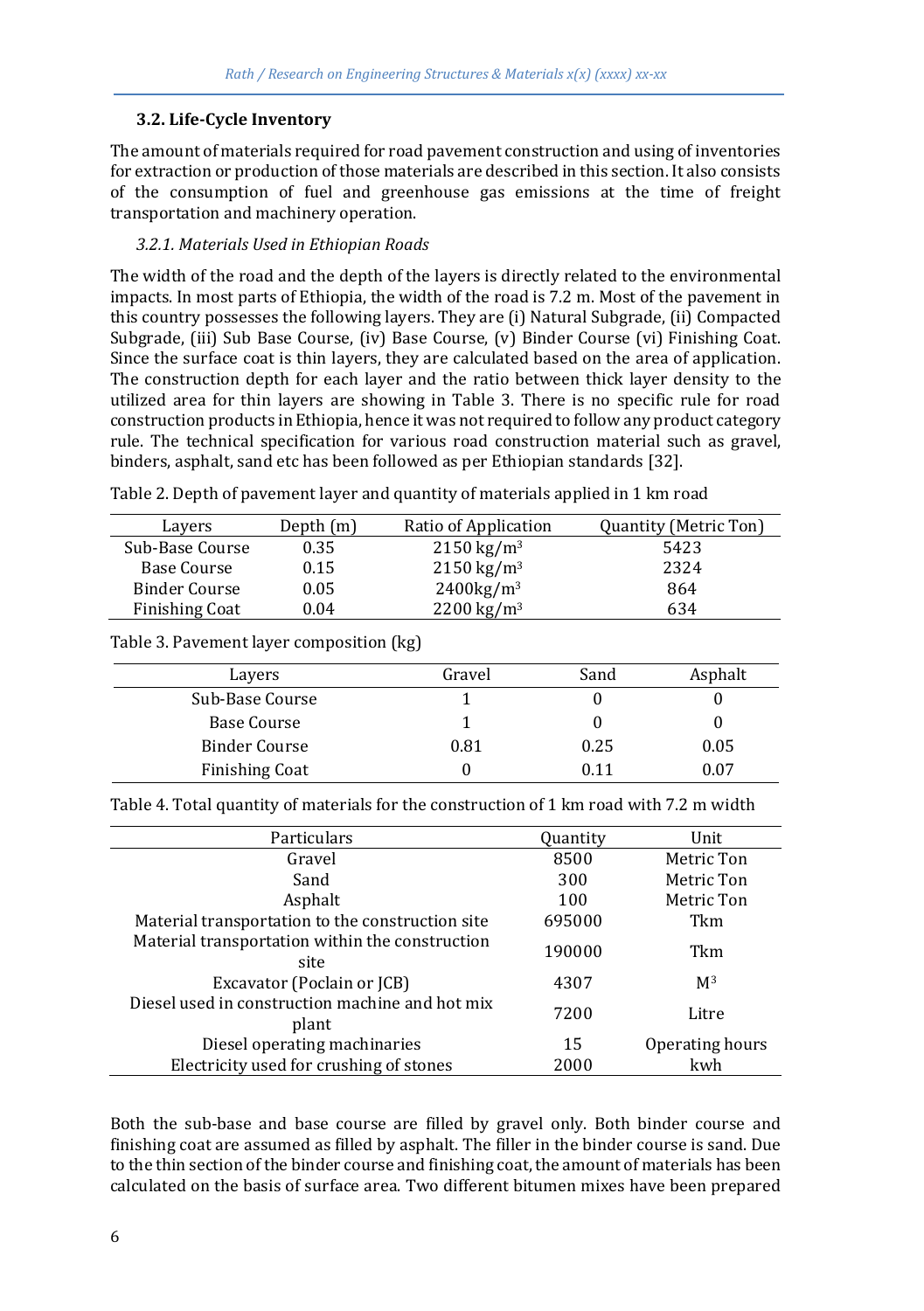### 3.2. Life-Cycle Inventory

The amount of materials required for road pavement construction and using of inventories for extraction or production of those materials are described in this section. It also consists of the consumption of fuel and greenhouse gas emissions at the time of freight transportation and machinery operation.

#### *3.2.1. Materials Used in Ethiopian Roads*

The width of the road and the depth of the layers is directly related to the environmental impacts. In most parts of Ethiopia, the width of the road is 7.2 m. Most of the pavement in this country possesses the following layers. They are (i) Natural Subgrade, (ii) Compacted Subgrade, (iii) Sub Base Course, (iv) Base Course, (v) Binder Course (vi) Finishing Coat. Since the surface coat is thin layers, they are calculated based on the area of application. The construction depth for each layer and the ratio between thick layer density to the utilized area for thin layers are showing in Table 3. There is no specific rule for road construction products in Ethiopia, hence it was not required to follow any product category rule. The technical specification for various road construction material such as gravel, binders, asphalt, sand etc has been followed as per Ethiopian standards [32].

Table 2. Depth of pavement layer and quantity of materials applied in 1 km road

| Layers | Depth (m) | Ratio of Application | Quantity (Metric Ton) |
|---|---|---|---|
| Sub-Base Course | 0.35 | 2150 kg/m$^3$ | 5423 |
| Base Course | 0.15 | 2150 kg/m$^3$ | 2324 |
| Binder Course | 0.05 | 2400kg/m$^3$ | 864 |
| Finishing Coat | 0.04 | 2200 kg/m$^3$ | 634 |

Table 3. Pavement layer composition (kg)

| Layers | Gravel | Sand | Asphalt |
|---|---|---|---|
| Sub-Base Course | 1 | 0 | 0 |
| Base Course | 1 | 0 | 0 |
| Binder Course | 0.81 | 0.25 | 0.05 |
| Finishing Coat | 0 | 0.11 | 0.07 |

Table 4. Total quantity of materials for the construction of 1 km road with 7.2 m width

| Particulars | Quantity | Unit |
|---|---|---|
| Gravel | 8500 | Metric Ton |
| Sand | 300 | Metric Ton |
| Asphalt | 100 | Metric Ton |
| Material transportation to the construction site | 695000 | Tkm |
| Material transportation within the construction site | 190000 | Tkm |
| Excavator (Poclain or JCB) | 4307 | M$^3$ |
| Diesel used in construction machine and hot mix plant | 7200 | Litre |
| Diesel operating machinaries | 15 | Operating hours |
| Electricity used for crushing of stones | 2000 | kwh |

Both the sub-base and base course are filled by gravel only. Both binder course and finishing coat are assumed as filled by asphalt. The filler in the binder course is sand. Due to the thin section of the binder course and finishing coat, the amount of materials has been calculated on the basis of surface area. Two different bitumen mixes have been prepared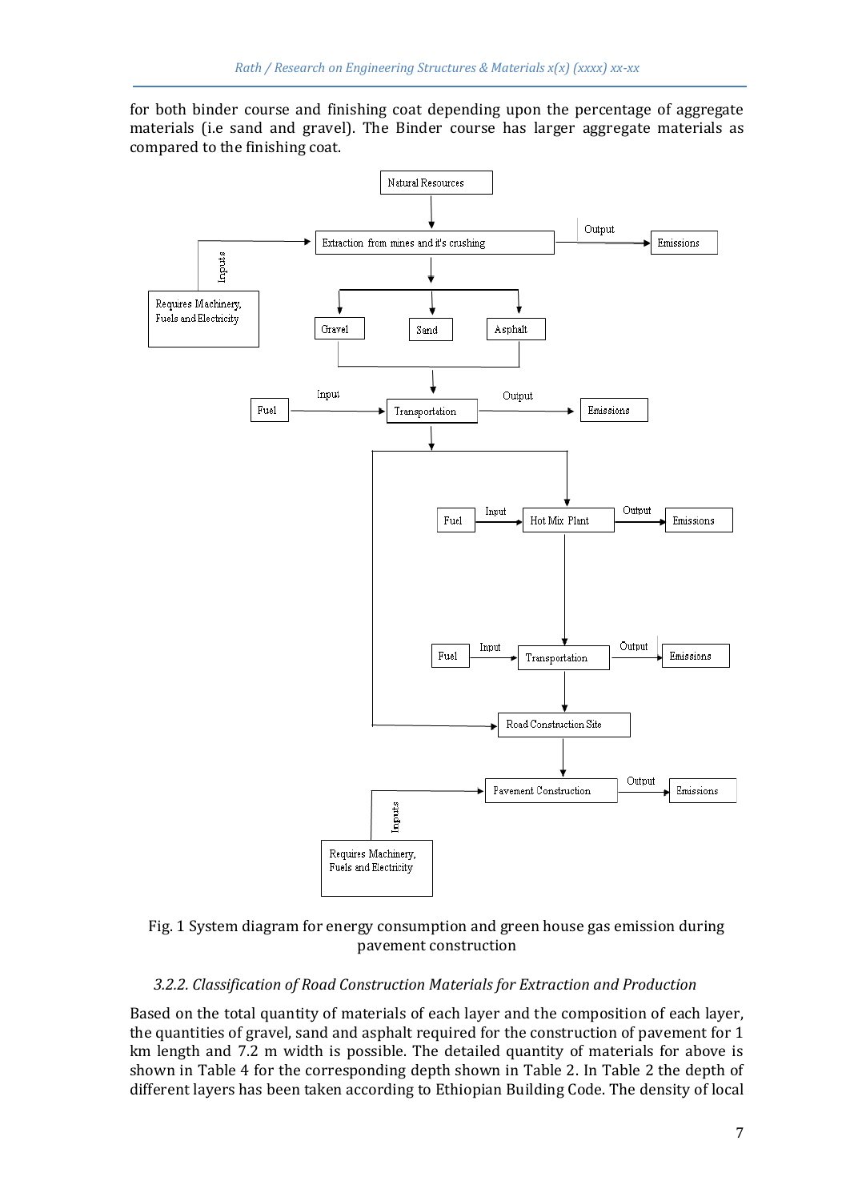for both binder course and finishing coat depending upon the percentage of aggregate materials (i.e sand and gravel). The Binder course has larger aggregate materials as compared to the finishing coat.

Fig. 1 System diagram for energy consumption and green house gas emission during pavement construction

### *3.2.2. Classification of Road Construction Materials for Extraction and Production*

Based on the total quantity of materials of each layer and the composition of each layer, the quantities of gravel, sand and asphalt required for the construction of pavement for 1 km length and 7.2 m width is possible. The detailed quantity of materials for above is shown in Table 4 for the corresponding depth shown in Table 2. In Table 2 the depth of different layers has been taken according to Ethiopian Building Code. The density of local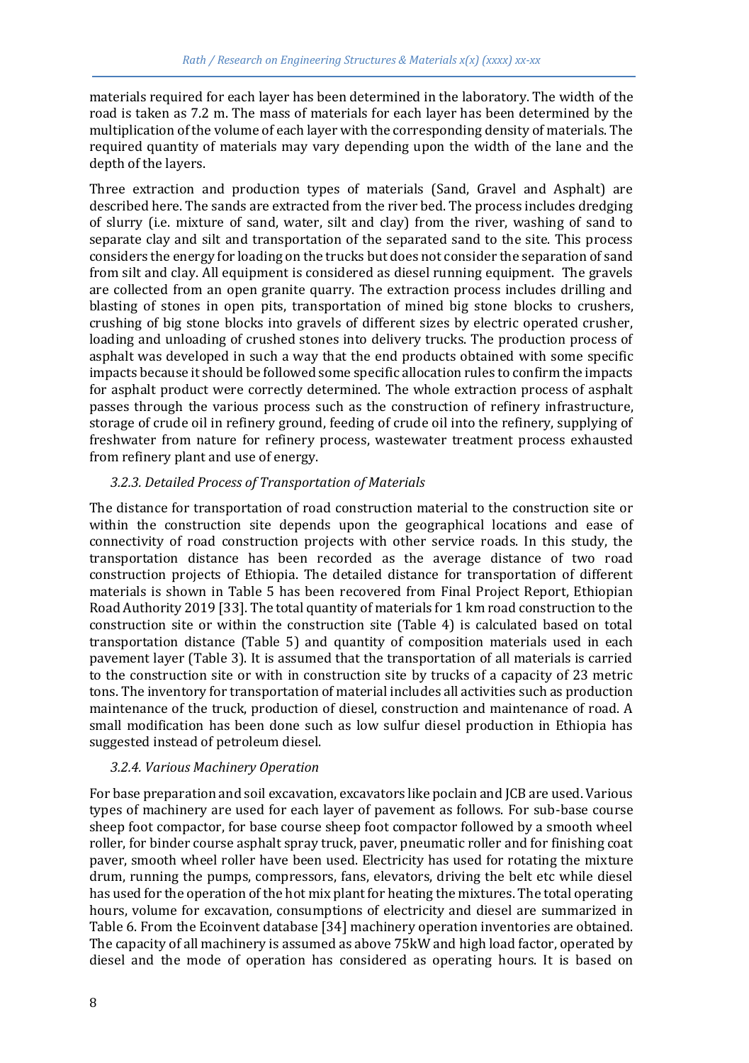materials required for each layer has been determined in the laboratory. The width of the road is taken as 7.2 m. The mass of materials for each layer has been determined by the multiplication of the volume of each layer with the corresponding density of materials. The required quantity of materials may vary depending upon the width of the lane and the depth of the layers.

Three extraction and production types of materials (Sand, Gravel and Asphalt) are described here. The sands are extracted from the river bed. The process includes dredging of slurry (i.e. mixture of sand, water, silt and clay) from the river, washing of sand to separate clay and silt and transportation of the separated sand to the site. This process considers the energy for loading on the trucks but does not consider the separation of sand from silt and clay. All equipment is considered as diesel running equipment. The gravels are collected from an open granite quarry. The extraction process includes drilling and blasting of stones in open pits, transportation of mined big stone blocks to crushers, crushing of big stone blocks into gravels of different sizes by electric operated crusher, loading and unloading of crushed stones into delivery trucks. The production process of asphalt was developed in such a way that the end products obtained with some specific impacts because it should be followed some specific allocation rules to confirm the impacts for asphalt product were correctly determined. The whole extraction process of asphalt passes through the various process such as the construction of refinery infrastructure, storage of crude oil in refinery ground, feeding of crude oil into the refinery, supplying of freshwater from nature for refinery process, wastewater treatment process exhausted from refinery plant and use of energy.

### *3.2.3. Detailed Process of Transportation of Materials*

The distance for transportation of road construction material to the construction site or within the construction site depends upon the geographical locations and ease of connectivity of road construction projects with other service roads. In this study, the transportation distance has been recorded as the average distance of two road construction projects of Ethiopia. The detailed distance for transportation of different materials is shown in Table 5 has been recovered from Final Project Report, Ethiopian Road Authority 2019 [33]. The total quantity of materials for 1 km road construction to the construction site or within the construction site (Table 4) is calculated based on total transportation distance (Table 5) and quantity of composition materials used in each pavement layer (Table 3). It is assumed that the transportation of all materials is carried to the construction site or with in construction site by trucks of a capacity of 23 metric tons. The inventory for transportation of material includes all activities such as production maintenance of the truck, production of diesel, construction and maintenance of road. A small modification has been done such as low sulfur diesel production in Ethiopia has suggested instead of petroleum diesel.

### *3.2.4. Various Machinery Operation*

For base preparation and soil excavation, excavators like poclain and JCB are used. Various types of machinery are used for each layer of pavement as follows. For sub-base course sheep foot compactor, for base course sheep foot compactor followed by a smooth wheel roller, for binder course asphalt spray truck, paver, pneumatic roller and for finishing coat paver, smooth wheel roller have been used. Electricity has used for rotating the mixture drum, running the pumps, compressors, fans, elevators, driving the belt etc while diesel has used for the operation of the hot mix plant for heating the mixtures. The total operating hours, volume for excavation, consumptions of electricity and diesel are summarized in Table 6. From the Ecoinvent database [34] machinery operation inventories are obtained. The capacity of all machinery is assumed as above 75kW and high load factor, operated by diesel and the mode of operation has considered as operating hours. It is based on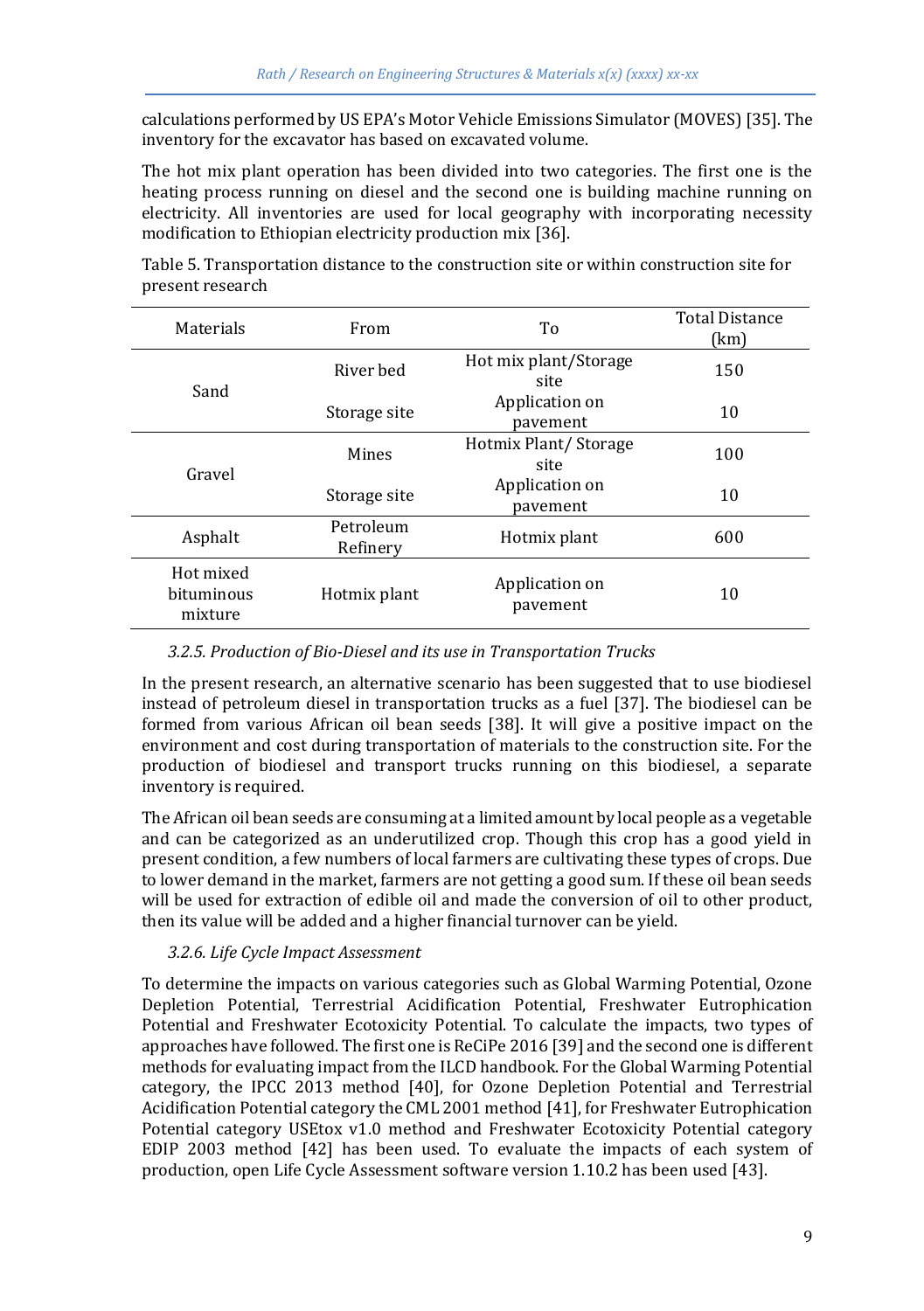calculations performed by US EPA's Motor Vehicle Emissions Simulator (MOVES) [35]. The inventory for the excavator has based on excavated volume.

The hot mix plant operation has been divided into two categories. The first one is the heating process running on diesel and the second one is building machine running on electricity. All inventories are used for local geography with incorporating necessity modification to Ethiopian electricity production mix [36].

Table 5. Transportation distance to the construction site or within construction site for present research

| Materials | From | To | Total Distance (km) |
|---|---|---|---|
| Sand | River bed | Hot mix plant/Storage site | 150 |
| | Storage site | Application on pavement | 10 |
| Gravel | Mines | Hotmix Plant/ Storage site | 100 |
| | Storage site | Application on pavement | 10 |
| Asphalt | Petroleum Refinery | Hotmix plant | 600 |
| Hot mixed bituminous mixture | Hotmix plant | Application on pavement | 10 |

### *3.2.5. Production of Bio-Diesel and its use in Transportation Trucks*

In the present research, an alternative scenario has been suggested that to use biodiesel instead of petroleum diesel in transportation trucks as a fuel [37]. The biodiesel can be formed from various African oil bean seeds [38]. It will give a positive impact on the environment and cost during transportation of materials to the construction site. For the production of biodiesel and transport trucks running on this biodiesel, a separate inventory is required.

The African oil bean seeds are consuming at a limited amount by local people as a vegetable and can be categorized as an underutilized crop. Though this crop has a good yield in present condition, a few numbers of local farmers are cultivating these types of crops. Due to lower demand in the market, farmers are not getting a good sum. If these oil bean seeds will be used for extraction of edible oil and made the conversion of oil to other product, then its value will be added and a higher financial turnover can be yield.

### *3.2.6. Life Cycle Impact Assessment*

To determine the impacts on various categories such as Global Warming Potential, Ozone Depletion Potential, Terrestrial Acidification Potential, Freshwater Eutrophication Potential and Freshwater Ecotoxicity Potential. To calculate the impacts, two types of approaches have followed. The first one is ReCiPe 2016 [39] and the second one is different methods for evaluating impact from the ILCD handbook. For the Global Warming Potential category, the IPCC 2013 method [40], for Ozone Depletion Potential and Terrestrial Acidification Potential category the CML 2001 method [41], for Freshwater Eutrophication Potential category USEtox v1.0 method and Freshwater Ecotoxicity Potential category EDIP 2003 method [42] has been used. To evaluate the impacts of each system of production, open Life Cycle Assessment software version 1.10.2 has been used [43].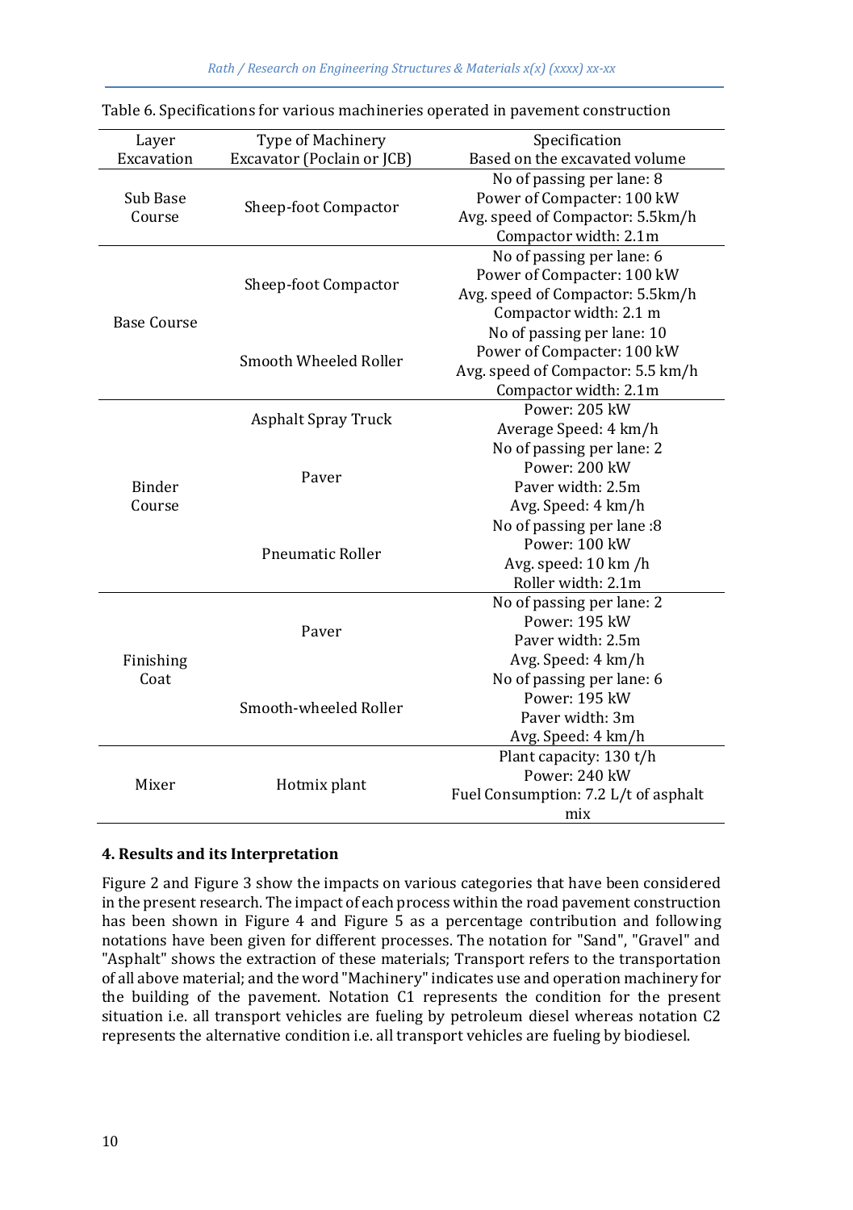Table 6. Specifications for various machineries operated in pavement construction

| Layer | Type of Machinery | Specification |
|---|---|---|
| Excavation | Excavator (Poclain or JCB) | Based on the excavated volume |
| Sub Base Course | Sheep-foot Compactor | No of passing per lane: 8<br>Power of Compacter: 100 kW<br>Avg. speed of Compactor: 5.5km/h<br>Compactor width: 2.1m |
| Base Course | Sheep-foot Compactor | No of passing per lane: 6<br>Power of Compacter: 100 kW<br>Avg. speed of Compactor: 5.5km/h<br>Compactor width: 2.1 m |
| | Smooth Wheeled Roller | No of passing per lane: 10<br>Power of Compacter: 100 kW<br>Avg. speed of Compactor: 5.5 km/h<br>Compactor width: 2.1m |
| Binder Course | Asphalt Spray Truck | Power: 205 kW<br>Average Speed: 4 km/h |
| | Paver | No of passing per lane: 2<br>Power: 200 kW<br>Paver width: 2.5m<br>Avg. Speed: 4 km/h |
| | Pneumatic Roller | No of passing per lane :8<br>Power: 100 kW<br>Avg. speed: 10 km /h<br>Roller width: 2.1m |
| Finishing Coat | Paver | No of passing per lane: 2<br>Power: 195 kW<br>Paver width: 2.5m<br>Avg. Speed: 4 km/h |
| | Smooth-wheeled Roller | No of passing per lane: 6<br>Power: 195 kW<br>Paver width: 3m<br>Avg. Speed: 4 km/h |
| Mixer | Hotmix plant | Plant capacity: 130 t/h<br>Power: 240 kW<br>Fuel Consumption: 7.2 L/t of asphalt mix |

## 4. Results and its Interpretation

Figure 2 and Figure 3 show the impacts on various categories that have been considered in the present research. The impact of each process within the road pavement construction has been shown in Figure 4 and Figure 5 as a percentage contribution and following notations have been given for different processes. The notation for "Sand", "Gravel" and "Asphalt" shows the extraction of these materials; Transport refers to the transportation of all above material; and the word "Machinery" indicates use and operation machinery for the building of the pavement. Notation C1 represents the condition for the present situation i.e. all transport vehicles are fueling by petroleum diesel whereas notation C2 represents the alternative condition i.e. all transport vehicles are fueling by biodiesel.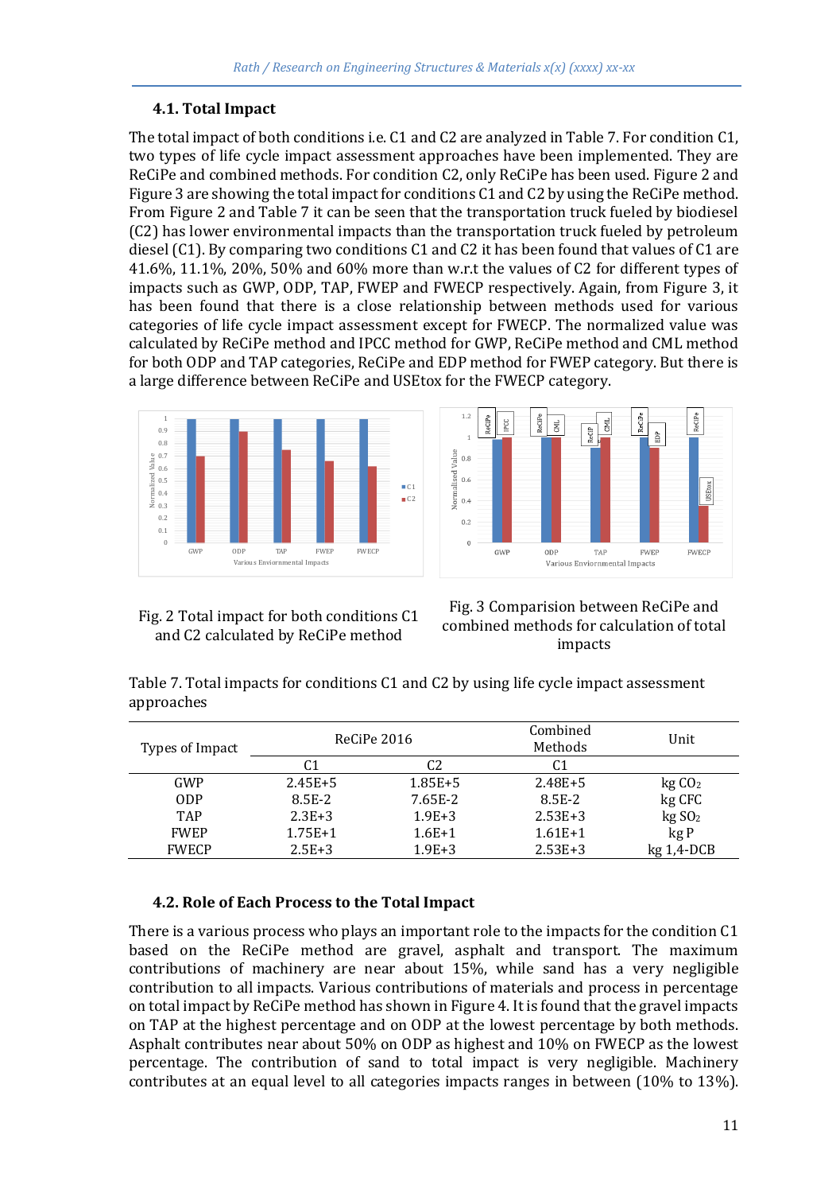### 4.1. Total Impact

The total impact of both conditions i.e. C1 and C2 are analyzed in Table 7. For condition C1, two types of life cycle impact assessment approaches have been implemented. They are ReCiPe and combined methods. For condition C2, only ReCiPe has been used. Figure 2 and Figure 3 are showing the total impact for conditions C1 and C2 by using the ReCiPe method. From Figure 2 and Table 7 it can be seen that the transportation truck fueled by biodiesel (C2) has lower environmental impacts than the transportation truck fueled by petroleum diesel (C1). By comparing two conditions C1 and C2 it has been found that values of C1 are 41.6%, 11.1%, 20%, 50% and 60% more than w.r.t the values of C2 for different types of impacts such as GWP, ODP, TAP, FWEP and FWECP respectively. Again, from Figure 3, it has been found that there is a close relationship between methods used for various categories of life cycle impact assessment except for FWECP. The normalized value was calculated by ReCiPe method and IPCC method for GWP, ReCiPe method and CML method for both ODP and TAP categories, ReCiPe and EDP method for FWEP category. But there is a large difference between ReCiPe and USEtox for the FWECP category.

Fig. 2 Total impact for both conditions C1 and C2 calculated by ReCiPe method

Fig. 3 Comparision between ReCiPe and combined methods for calculation of total impacts

Table 7. Total impacts for conditions C1 and C2 by using life cycle impact assessment approaches

| Types of Impact | ReCiPe 2016 | | Combined Methods | Unit |
|---|---|---|---|---|
| | C1 | C2 | C1 | |
| GWP | 2.45E+5 | 1.85E+5 | 2.48E+5 | kg $CO_2$ |
| ODP | 8.5E-2 | 7.65E-2 | 8.5E-2 | kg CFC |
| TAP | 2.3E+3 | 1.9E+3 | 2.53E+3 | kg $SO_2$ |
| FWEP | 1.75E+1 | 1.6E+1 | 1.61E+1 | kg P |
| FWECP | 2.5E+3 | 1.9E+3 | 2.53E+3 | kg 1,4-DCB |

### 4.2. Role of Each Process to the Total Impact

There is a various process who plays an important role to the impacts for the condition C1 based on the ReCiPe method are gravel, asphalt and transport. The maximum contributions of machinery are near about 15%, while sand has a very negligible contribution to all impacts. Various contributions of materials and process in percentage on total impact by ReCiPe method has shown in Figure 4. It is found that the gravel impacts on TAP at the highest percentage and on ODP at the lowest percentage by both methods. Asphalt contributes near about 50% on ODP as highest and 10% on FWECP as the lowest percentage. The contribution of sand to total impact is very negligible. Machinery contributes at an equal level to all categories impacts ranges in between (10% to 13%).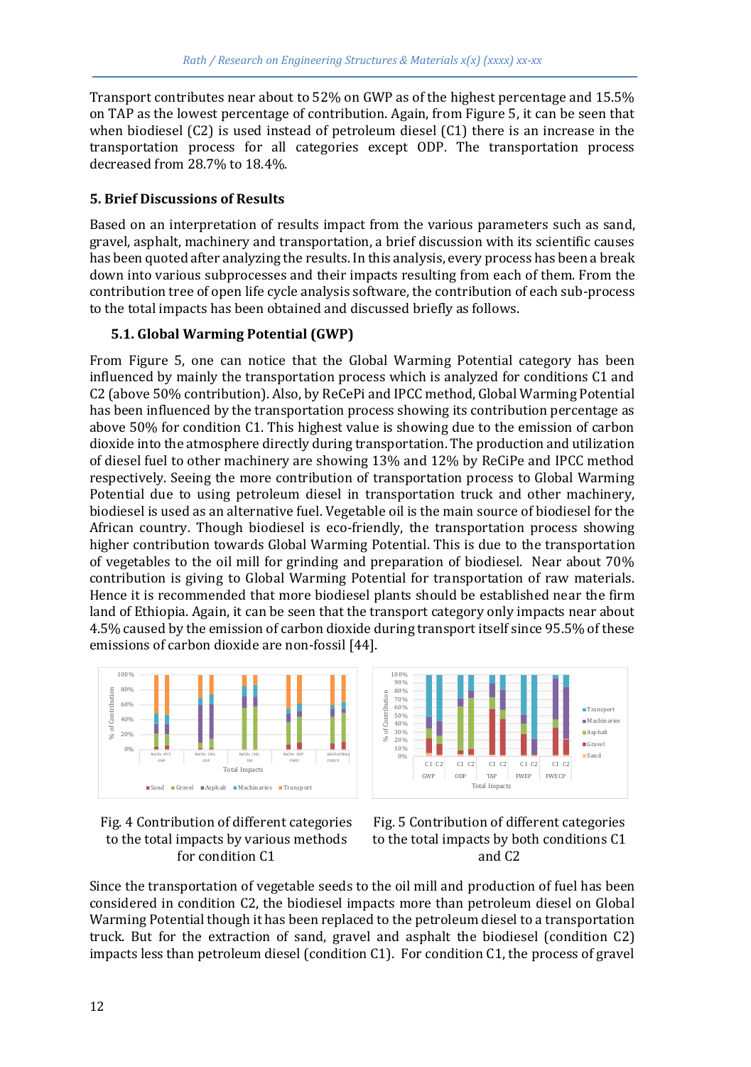Transport contributes near about to 52% on GWP as of the highest percentage and 15.5% on TAP as the lowest percentage of contribution. Again, from Figure 5, it can be seen that when biodiesel (C2) is used instead of petroleum diesel (C1) there is an increase in the transportation process for all categories except ODP. The transportation process decreased from 28.7% to 18.4%.

## 5. Brief Discussions of Results

Based on an interpretation of results impact from the various parameters such as sand, gravel, asphalt, machinery and transportation, a brief discussion with its scientific causes has been quoted after analyzing the results. In this analysis, every process has been a break down into various subprocesses and their impacts resulting from each of them. From the contribution tree of open life cycle analysis software, the contribution of each sub-process to the total impacts has been obtained and discussed briefly as follows.

### 5.1. Global Warming Potential (GWP)

From Figure 5, one can notice that the Global Warming Potential category has been influenced by mainly the transportation process which is analyzed for conditions C1 and C2 (above 50% contribution). Also, by ReCePi and IPCC method, Global Warming Potential has been influenced by the transportation process showing its contribution percentage as above 50% for condition C1. This highest value is showing due to the emission of carbon dioxide into the atmosphere directly during transportation. The production and utilization of diesel fuel to other machinery are showing 13% and 12% by ReCiPe and IPCC method respectively. Seeing the more contribution of transportation process to Global Warming Potential due to using petroleum diesel in transportation truck and other machinery, biodiesel is used as an alternative fuel. Vegetable oil is the main source of biodiesel for the African country. Though biodiesel is eco-friendly, the transportation process showing higher contribution towards Global Warming Potential. This is due to the transportation of vegetables to the oil mill for grinding and preparation of biodiesel. Near about 70% contribution is giving to Global Warming Potential for transportation of raw materials. Hence it is recommended that more biodiesel plants should be established near the firm land of Ethiopia. Again, it can be seen that the transport category only impacts near about 4.5% caused by the emission of carbon dioxide during transport itself since 95.5% of these emissions of carbon dioxide are non-fossil [44].

Fig. 4 Contribution of different categories to the total impacts by various methods for condition C1

Fig. 5 Contribution of different categories to the total impacts by both conditions C1 and C2

Since the transportation of vegetable seeds to the oil mill and production of fuel has been considered in condition C2, the biodiesel impacts more than petroleum diesel on Global Warming Potential though it has been replaced to the petroleum diesel to a transportation truck. But for the extraction of sand, gravel and asphalt the biodiesel (condition C2) impacts less than petroleum diesel (condition C1). For condition C1, the process of gravel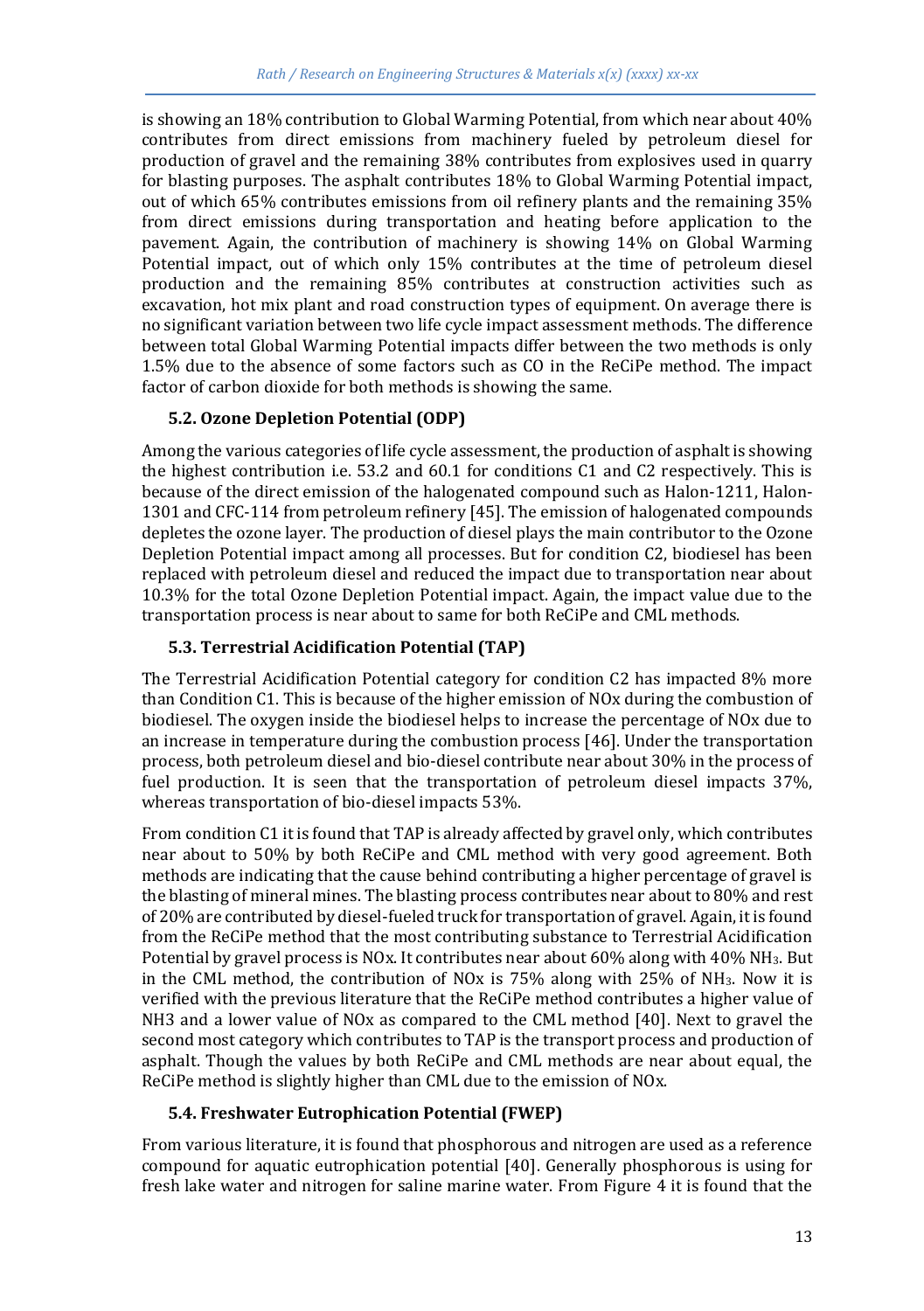is showing an 18% contribution to Global Warming Potential, from which near about 40% contributes from direct emissions from machinery fueled by petroleum diesel for production of gravel and the remaining 38% contributes from explosives used in quarry for blasting purposes. The asphalt contributes 18% to Global Warming Potential impact, out of which 65% contributes emissions from oil refinery plants and the remaining 35% from direct emissions during transportation and heating before application to the pavement. Again, the contribution of machinery is showing 14% on Global Warming Potential impact, out of which only 15% contributes at the time of petroleum diesel production and the remaining 85% contributes at construction activities such as excavation, hot mix plant and road construction types of equipment. On average there is no significant variation between two life cycle impact assessment methods. The difference between total Global Warming Potential impacts differ between the two methods is only 1.5% due to the absence of some factors such as CO in the ReCiPe method. The impact factor of carbon dioxide for both methods is showing the same.

### 5.2. Ozone Depletion Potential (ODP)

Among the various categories of life cycle assessment, the production of asphalt is showing the highest contribution i.e. 53.2 and 60.1 for conditions C1 and C2 respectively. This is because of the direct emission of the halogenated compound such as Halon-1211, Halon-1301 and CFC-114 from petroleum refinery [45]. The emission of halogenated compounds depletes the ozone layer. The production of diesel plays the main contributor to the Ozone Depletion Potential impact among all processes. But for condition C2, biodiesel has been replaced with petroleum diesel and reduced the impact due to transportation near about 10.3% for the total Ozone Depletion Potential impact. Again, the impact value due to the transportation process is near about to same for both ReCiPe and CML methods.

### 5.3. Terrestrial Acidification Potential (TAP)

The Terrestrial Acidification Potential category for condition C2 has impacted 8% more than Condition C1. This is because of the higher emission of NOx during the combustion of biodiesel. The oxygen inside the biodiesel helps to increase the percentage of NOx due to an increase in temperature during the combustion process [46]. Under the transportation process, both petroleum diesel and bio-diesel contribute near about 30% in the process of fuel production. It is seen that the transportation of petroleum diesel impacts 37%, whereas transportation of bio-diesel impacts 53%.

From condition C1 it is found that TAP is already affected by gravel only, which contributes near about to 50% by both ReCiPe and CML method with very good agreement. Both methods are indicating that the cause behind contributing a higher percentage of gravel is the blasting of mineral mines. The blasting process contributes near about to 80% and rest of 20% are contributed by diesel-fueled truck for transportation of gravel. Again, it is found from the ReCiPe method that the most contributing substance to Terrestrial Acidification Potential by gravel process is NOx. It contributes near about 60% along with 40% $NH_3$. But in the CML method, the contribution of NOx is 75% along with 25% of $NH_3$. Now it is verified with the previous literature that the ReCiPe method contributes a higher value of NH3 and a lower value of NOx as compared to the CML method [40]. Next to gravel the second most category which contributes to TAP is the transport process and production of asphalt. Though the values by both ReCiPe and CML methods are near about equal, the ReCiPe method is slightly higher than CML due to the emission of NOx.

### 5.4. Freshwater Eutrophication Potential (FWEP)

From various literature, it is found that phosphorous and nitrogen are used as a reference compound for aquatic eutrophication potential [40]. Generally phosphorous is using for fresh lake water and nitrogen for saline marine water. From Figure 4 it is found that the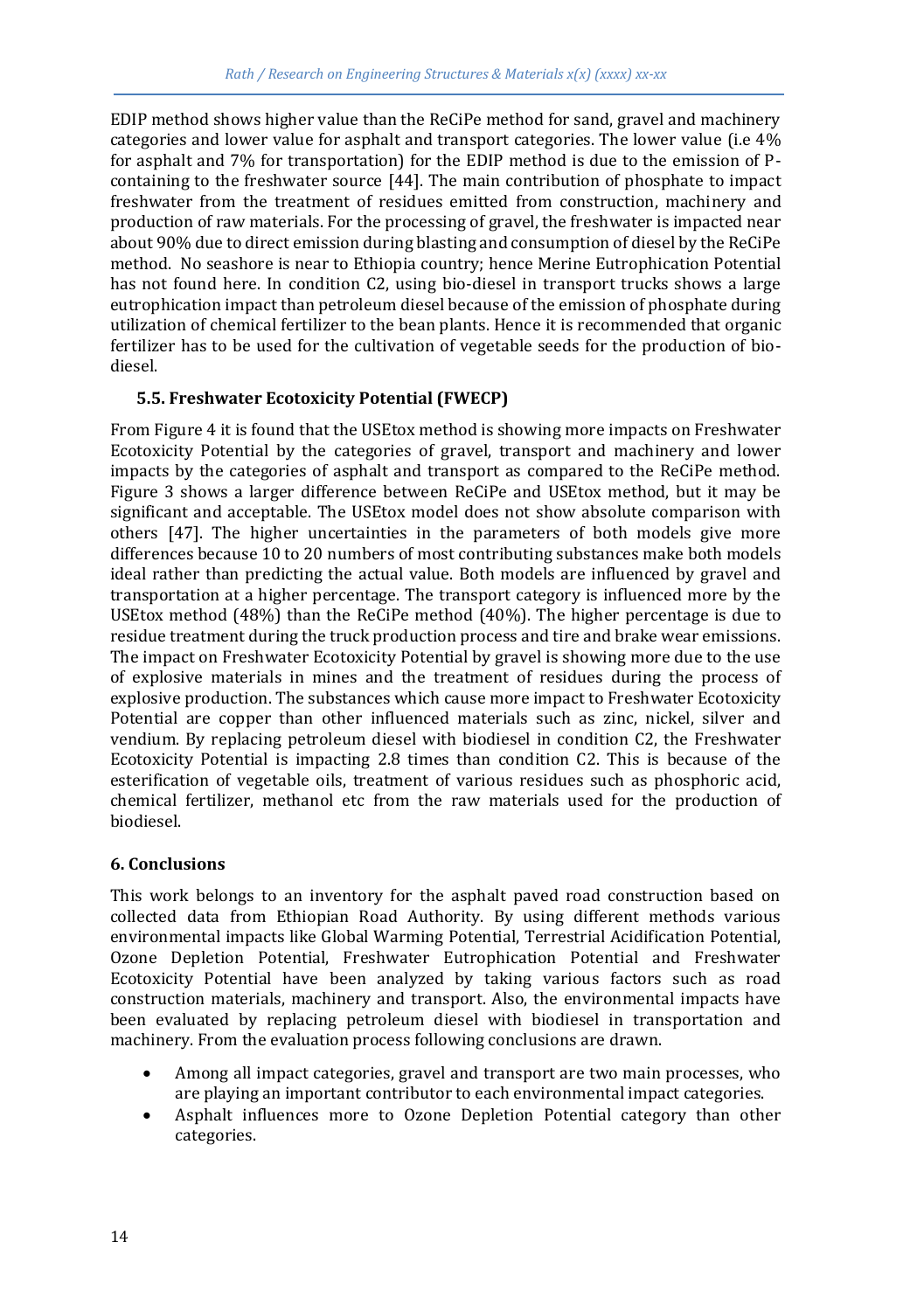EDIP method shows higher value than the ReCiPe method for sand, gravel and machinery categories and lower value for asphalt and transport categories. The lower value (i.e 4% for asphalt and 7% for transportation) for the EDIP method is due to the emission of P-containing to the freshwater source [44]. The main contribution of phosphate to impact freshwater from the treatment of residues emitted from construction, machinery and production of raw materials. For the processing of gravel, the freshwater is impacted near about 90% due to direct emission during blasting and consumption of diesel by the ReCiPe method. No seashore is near to Ethiopia country; hence Merine Eutrophication Potential has not found here. In condition C2, using bio-diesel in transport trucks shows a large eutrophication impact than petroleum diesel because of the emission of phosphate during utilization of chemical fertilizer to the bean plants. Hence it is recommended that organic fertilizer has to be used for the cultivation of vegetable seeds for the production of bio-diesel.

### 5.5. Freshwater Ecotoxicity Potential (FWECP)

From Figure 4 it is found that the USEtox method is showing more impacts on Freshwater Ecotoxicity Potential by the categories of gravel, transport and machinery and lower impacts by the categories of asphalt and transport as compared to the ReCiPe method. Figure 3 shows a larger difference between ReCiPe and USEtox method, but it may be significant and acceptable. The USEtox model does not show absolute comparison with others [47]. The higher uncertainties in the parameters of both models give more differences because 10 to 20 numbers of most contributing substances make both models ideal rather than predicting the actual value. Both models are influenced by gravel and transportation at a higher percentage. The transport category is influenced more by the USEtox method (48%) than the ReCiPe method (40%). The higher percentage is due to residue treatment during the truck production process and tire and brake wear emissions. The impact on Freshwater Ecotoxicity Potential by gravel is showing more due to the use of explosive materials in mines and the treatment of residues during the process of explosive production. The substances which cause more impact to Freshwater Ecotoxicity Potential are copper than other influenced materials such as zinc, nickel, silver and vendium. By replacing petroleum diesel with biodiesel in condition C2, the Freshwater Ecotoxicity Potential is impacting 2.8 times than condition C2. This is because of the esterification of vegetable oils, treatment of various residues such as phosphoric acid, chemical fertilizer, methanol etc from the raw materials used for the production of biodiesel.

## 6. Conclusions

This work belongs to an inventory for the asphalt paved road construction based on collected data from Ethiopian Road Authority. By using different methods various environmental impacts like Global Warming Potential, Terrestrial Acidification Potential, Ozone Depletion Potential, Freshwater Eutrophication Potential and Freshwater Ecotoxicity Potential have been analyzed by taking various factors such as road construction materials, machinery and transport. Also, the environmental impacts have been evaluated by replacing petroleum diesel with biodiesel in transportation and machinery. From the evaluation process following conclusions are drawn.

- Among all impact categories, gravel and transport are two main processes, who are playing an important contributor to each environmental impact categories.
- Asphalt influences more to Ozone Depletion Potential category than other categories.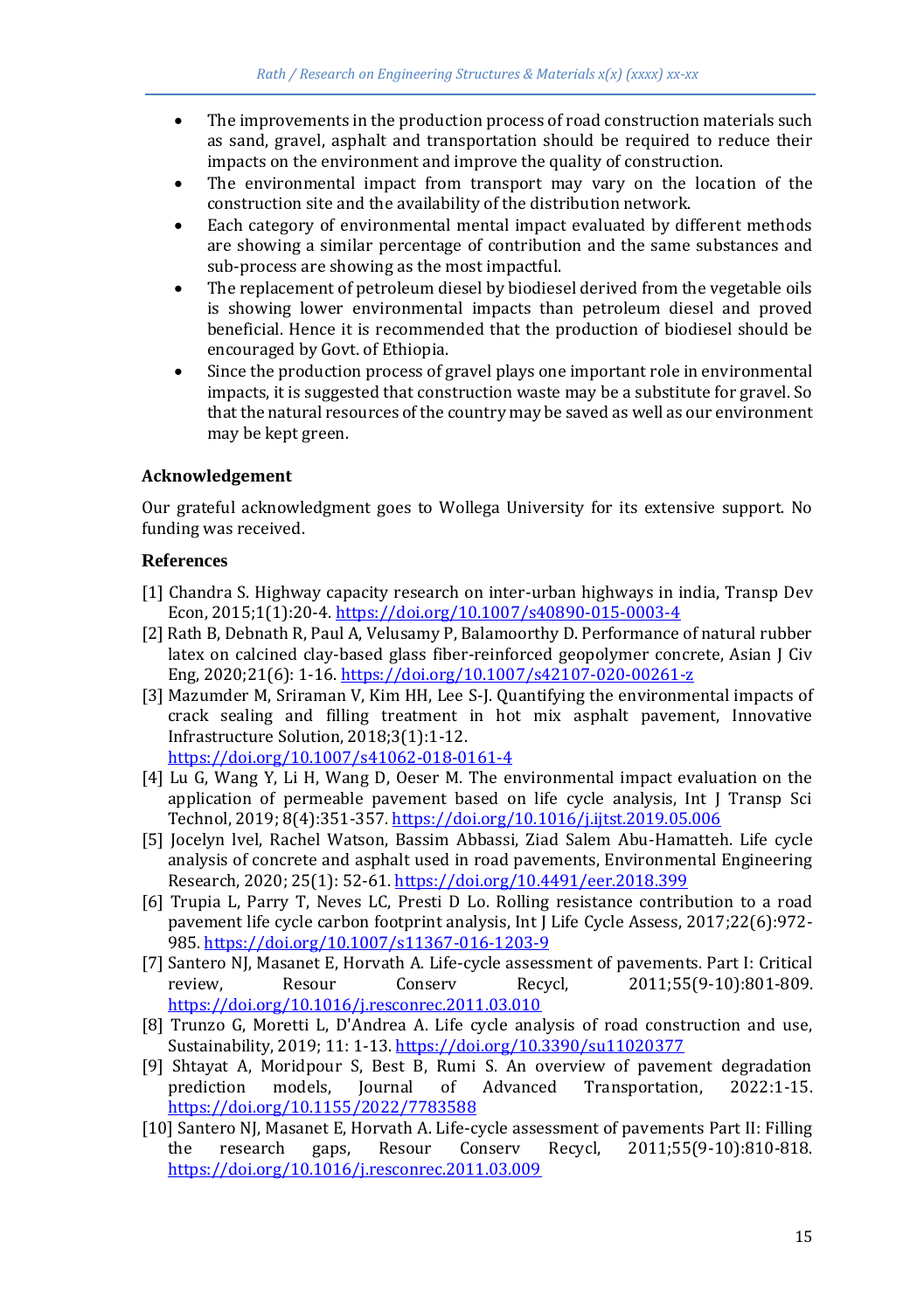- The improvements in the production process of road construction materials such as sand, gravel, asphalt and transportation should be required to reduce their impacts on the environment and improve the quality of construction.
- The environmental impact from transport may vary on the location of the construction site and the availability of the distribution network.
- Each category of environmental mental impact evaluated by different methods are showing a similar percentage of contribution and the same substances and sub-process are showing as the most impactful.
- The replacement of petroleum diesel by biodiesel derived from the vegetable oils is showing lower environmental impacts than petroleum diesel and proved beneficial. Hence it is recommended that the production of biodiesel should be encouraged by Govt. of Ethiopia.
- Since the production process of gravel plays one important role in environmental impacts, it is suggested that construction waste may be a substitute for gravel. So that the natural resources of the country may be saved as well as our environment may be kept green.

## Acknowledgement

Our grateful acknowledgment goes to Wollega University for its extensive support. No funding was received.

## References

[1] Chandra S. Highway capacity research on inter-urban highways in india, Transp Dev Econ, 2015;1(1):20-4. https://doi.org/10.1007/s40890-015-0003-4

[2] Rath B, Debnath R, Paul A, Velusamy P, Balamoorthy D. Performance of natural rubber latex on calcined clay-based glass fiber-reinforced geopolymer concrete, Asian J Civ Eng, 2020;21(6): 1-16. https://doi.org/10.1007/s42107-020-00261-z

[3] Mazumder M, Sriraman V, Kim HH, Lee S-J. Quantifying the environmental impacts of crack sealing and filling treatment in hot mix asphalt pavement, Innovative Infrastructure Solution, 2018;3(1):1-12. https://doi.org/10.1007/s41062-018-0161-4

[4] Lu G, Wang Y, Li H, Wang D, Oeser M. The environmental impact evaluation on the application of permeable pavement based on life cycle analysis, Int J Transp Sci Technol, 2019; 8(4):351-357. https://doi.org/10.1016/j.ijtst.2019.05.006

[5] Jocelyn lvel, Rachel Watson, Bassim Abbassi, Ziad Salem Abu-Hamatteh. Life cycle analysis of concrete and asphalt used in road pavements, Environmental Engineering Research, 2020; 25(1): 52-61. https://doi.org/10.4491/eer.2018.399

[6] Trupia L, Parry T, Neves LC, Presti D Lo. Rolling resistance contribution to a road pavement life cycle carbon footprint analysis, Int J Life Cycle Assess, 2017;22(6):972-985. https://doi.org/10.1007/s11367-016-1203-9

[7] Santero NJ, Masanet E, Horvath A. Life-cycle assessment of pavements. Part I: Critical review, Resour Conserv Recycl, 2011;55(9-10):801-809. https://doi.org/10.1016/j.resconrec.2011.03.010

[8] Trunzo G, Moretti L, D'Andrea A. Life cycle analysis of road construction and use, Sustainability, 2019; 11: 1-13. https://doi.org/10.3390/su11020377

[9] Shtayat A, Moridpour S, Best B, Rumi S. An overview of pavement degradation prediction models, Journal of Advanced Transportation, 2022:1-15. https://doi.org/10.1155/2022/7783588

[10] Santero NJ, Masanet E, Horvath A. Life-cycle assessment of pavements Part II: Filling the research gaps, Resour Conserv Recycl, 2011;55(9-10):810-818. https://doi.org/10.1016/j.resconrec.2011.03.009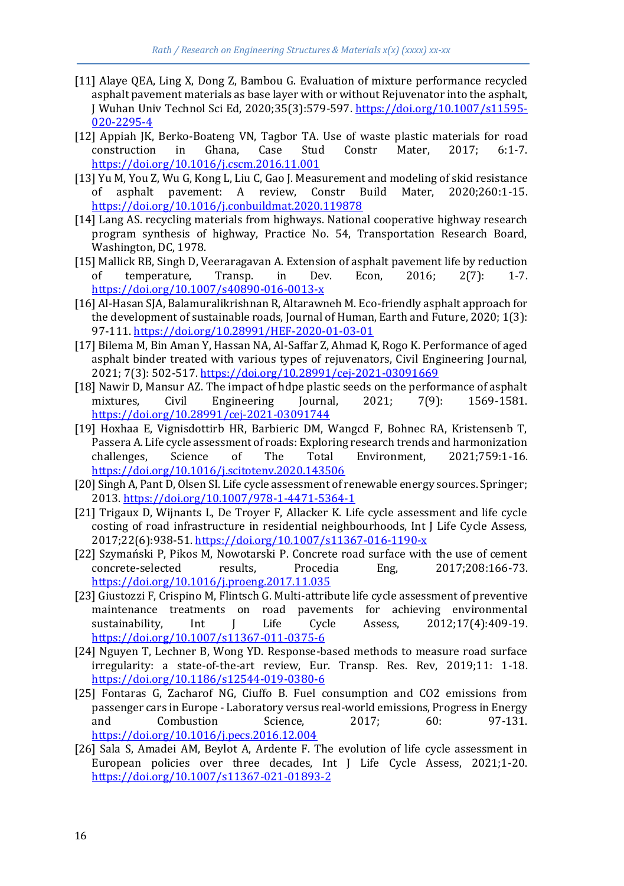[11] Alaye QEA, Ling X, Dong Z, Bambou G. Evaluation of mixture performance recycled asphalt pavement materials as base layer with or without Rejuvenator into the asphalt, J Wuhan Univ Technol Sci Ed, 2020;35(3):579-597. https://doi.org/10.1007/s11595-020-2295-4

[12] Appiah JK, Berko-Boateng VN, Tagbor TA. Use of waste plastic materials for road construction in Ghana, Case Stud Constr Mater, 2017; 6:1-7. https://doi.org/10.1016/j.cscm.2016.11.001

[13] Yu M, You Z, Wu G, Kong L, Liu C, Gao J. Measurement and modeling of skid resistance of asphalt pavement: A review, Constr Build Mater, 2020;260:1-15. https://doi.org/10.1016/j.conbuildmat.2020.119878

[14] Lang AS. recycling materials from highways. National cooperative highway research program synthesis of highway, Practice No. 54, Transportation Research Board, Washington, DC, 1978.

[15] Mallick RB, Singh D, Veeraragavan A. Extension of asphalt pavement life by reduction of temperature, Transp. in Dev. Econ, 2016; 2(7): 1-7. https://doi.org/10.1007/s40890-016-0013-x

[16] Al-Hasan SJA, Balamuralikrishnan R, Altarawneh M. Eco-friendly asphalt approach for the development of sustainable roads, Journal of Human, Earth and Future, 2020; 1(3): 97-111. https://doi.org/10.28991/HEF-2020-01-03-01

[17] Bilema M, Bin Aman Y, Hassan NA, Al-Saffar Z, Ahmad K, Rogo K. Performance of aged asphalt binder treated with various types of rejuvenators, Civil Engineering Journal, 2021; 7(3): 502-517. https://doi.org/10.28991/cej-2021-03091669

[18] Nawir D, Mansur AZ. The impact of hdpe plastic seeds on the performance of asphalt mixtures, Civil Engineering Journal, 2021; 7(9): 1569-1581. https://doi.org/10.28991/cej-2021-03091744

[19] Hoxhaa E, Vignisdottirb HR, Barbieric DM, Wangcd F, Bohnec RA, Kristensenb T, Passera A. Life cycle assessment of roads: Exploring research trends and harmonization challenges, Science of The Total Environment, 2021;759:1-16. https://doi.org/10.1016/j.scitotenv.2020.143506

[20] Singh A, Pant D, Olsen SI. Life cycle assessment of renewable energy sources. Springer; 2013. https://doi.org/10.1007/978-1-4471-5364-1

[21] Trigaux D, Wijnants L, De Troyer F, Allacker K. Life cycle assessment and life cycle costing of road infrastructure in residential neighbourhoods, Int J Life Cycle Assess, 2017;22(6):938-51. https://doi.org/10.1007/s11367-016-1190-x

[22] Szymański P, Pikos M, Nowotarski P. Concrete road surface with the use of cement concrete-selected results, Procedia Eng, 2017;208:166-73. https://doi.org/10.1016/j.proeng.2017.11.035

[23] Giustozzi F, Crispino M, Flintsch G. Multi-attribute life cycle assessment of preventive maintenance treatments on road pavements for achieving environmental sustainability, Int J Life Cycle Assess, 2012;17(4):409-19. https://doi.org/10.1007/s11367-011-0375-6

[24] Nguyen T, Lechner B, Wong YD. Response-based methods to measure road surface irregularity: a state-of-the-art review, Eur. Transp. Res. Rev, 2019;11: 1-18. https://doi.org/10.1186/s12544-019-0380-6

[25] Fontaras G, Zacharof NG, Ciuffo B. Fuel consumption and CO2 emissions from passenger cars in Europe - Laboratory versus real-world emissions, Progress in Energy and Combustion Science, 2017; 60: 97-131. https://doi.org/10.1016/j.pecs.2016.12.004

[26] Sala S, Amadei AM, Beylot A, Ardente F. The evolution of life cycle assessment in European policies over three decades, Int J Life Cycle Assess, 2021;1-20. https://doi.org/10.1007/s11367-021-01893-2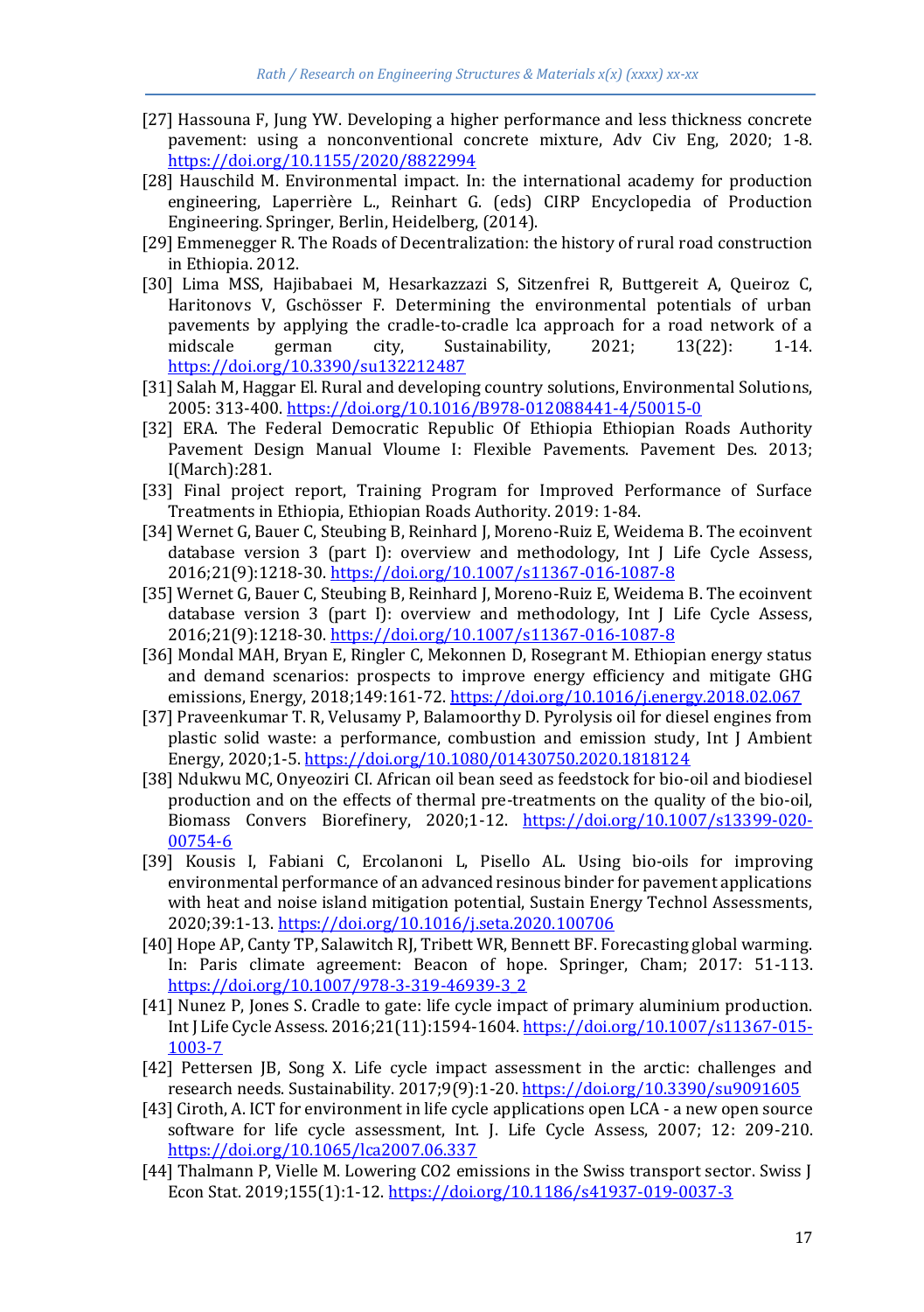[27] Hassouna F, Jung YW. Developing a higher performance and less thickness concrete pavement: using a nonconventional concrete mixture, Adv Civ Eng, 2020; 1-8. https://doi.org/10.1155/2020/8822994

[28] Hauschild M. Environmental impact. In: the international academy for production engineering, Laperrière L., Reinhart G. (eds) CIRP Encyclopedia of Production Engineering. Springer, Berlin, Heidelberg, (2014).

[29] Emmenegger R. The Roads of Decentralization: the history of rural road construction in Ethiopia. 2012.

[30] Lima MSS, Hajibabaei M, Hesarkazzazi S, Sitzenfrei R, Buttgereit A, Queiroz C, Haritonovs V, Gschösser F. Determining the environmental potentials of urban pavements by applying the cradle-to-cradle lca approach for a road network of a midscale german city, Sustainability, 2021; 13(22): 1-14. https://doi.org/10.3390/su132212487

[31] Salah M, Haggar El. Rural and developing country solutions, Environmental Solutions, 2005: 313-400. https://doi.org/10.1016/B978-012088441-4/50015-0

[32] ERA. The Federal Democratic Republic Of Ethiopia Ethiopian Roads Authority Pavement Design Manual Vloume I: Flexible Pavements. Pavement Des. 2013; I(March):281.

[33] Final project report, Training Program for Improved Performance of Surface Treatments in Ethiopia, Ethiopian Roads Authority. 2019: 1-84.

[34] Wernet G, Bauer C, Steubing B, Reinhard J, Moreno-Ruiz E, Weidema B. The ecoinvent database version 3 (part I): overview and methodology, Int J Life Cycle Assess, 2016;21(9):1218-30. https://doi.org/10.1007/s11367-016-1087-8

[35] Wernet G, Bauer C, Steubing B, Reinhard J, Moreno-Ruiz E, Weidema B. The ecoinvent database version 3 (part I): overview and methodology, Int J Life Cycle Assess, 2016;21(9):1218-30. https://doi.org/10.1007/s11367-016-1087-8

[36] Mondal MAH, Bryan E, Ringler C, Mekonnen D, Rosegrant M. Ethiopian energy status and demand scenarios: prospects to improve energy efficiency and mitigate GHG emissions, Energy, 2018;149:161-72. https://doi.org/10.1016/j.energy.2018.02.067

[37] Praveenkumar T. R, Velusamy P, Balamoorthy D. Pyrolysis oil for diesel engines from plastic solid waste: a performance, combustion and emission study, Int J Ambient Energy, 2020;1-5. https://doi.org/10.1080/01430750.2020.1818124

[38] Ndukwu MC, Onyeoziri CI. African oil bean seed as feedstock for bio-oil and biodiesel production and on the effects of thermal pre-treatments on the quality of the bio-oil, Biomass Convers Biorefinery, 2020;1-12. https://doi.org/10.1007/s13399-020-00754-6

[39] Kousis I, Fabiani C, Ercolanoni L, Pisello AL. Using bio-oils for improving environmental performance of an advanced resinous binder for pavement applications with heat and noise island mitigation potential, Sustain Energy Technol Assessments, 2020;39:1-13. https://doi.org/10.1016/j.seta.2020.100706

[40] Hope AP, Canty TP, Salawitch RJ, Tribett WR, Bennett BF. Forecasting global warming. In: Paris climate agreement: Beacon of hope. Springer, Cham; 2017: 51-113. https://doi.org/10.1007/978-3-319-46939-3_2

[41] Nunez P, Jones S. Cradle to gate: life cycle impact of primary aluminium production. Int J Life Cycle Assess. 2016;21(11):1594-1604. https://doi.org/10.1007/s11367-015-1003-7

[42] Pettersen JB, Song X. Life cycle impact assessment in the arctic: challenges and research needs. Sustainability. 2017;9(9):1-20. https://doi.org/10.3390/su9091605

[43] Ciroth, A. ICT for environment in life cycle applications open LCA - a new open source software for life cycle assessment, Int. J. Life Cycle Assess, 2007; 12: 209-210. https://doi.org/10.1065/lca2007.06.337

[44] Thalmann P, Vielle M. Lowering CO2 emissions in the Swiss transport sector. Swiss J Econ Stat. 2019;155(1):1-12. https://doi.org/10.1186/s41937-019-0037-3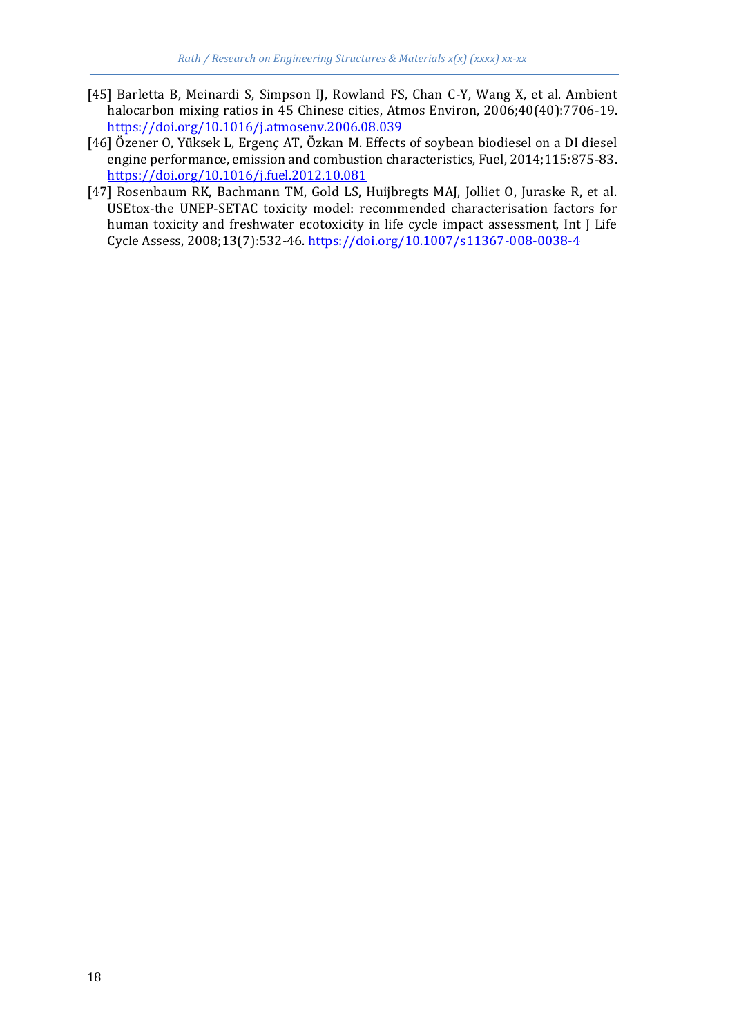[45] Barletta B, Meinardi S, Simpson IJ, Rowland FS, Chan C-Y, Wang X, et al. Ambient halocarbon mixing ratios in 45 Chinese cities, Atmos Environ, 2006;40(40):7706-19. https://doi.org/10.1016/j.atmosenv.2006.08.039

[46] Özener O, Yüksek L, Ergenç AT, Özkan M. Effects of soybean biodiesel on a DI diesel engine performance, emission and combustion characteristics, Fuel, 2014;115:875-83. https://doi.org/10.1016/j.fuel.2012.10.081

[47] Rosenbaum RK, Bachmann TM, Gold LS, Huijbregts MAJ, Jolliet O, Juraske R, et al. USEtox-the UNEP-SETAC toxicity model: recommended characterisation factors for human toxicity and freshwater ecotoxicity in life cycle impact assessment, Int J Life Cycle Assess, 2008;13(7):532-46. https://doi.org/10.1007/s11367-008-0038-4